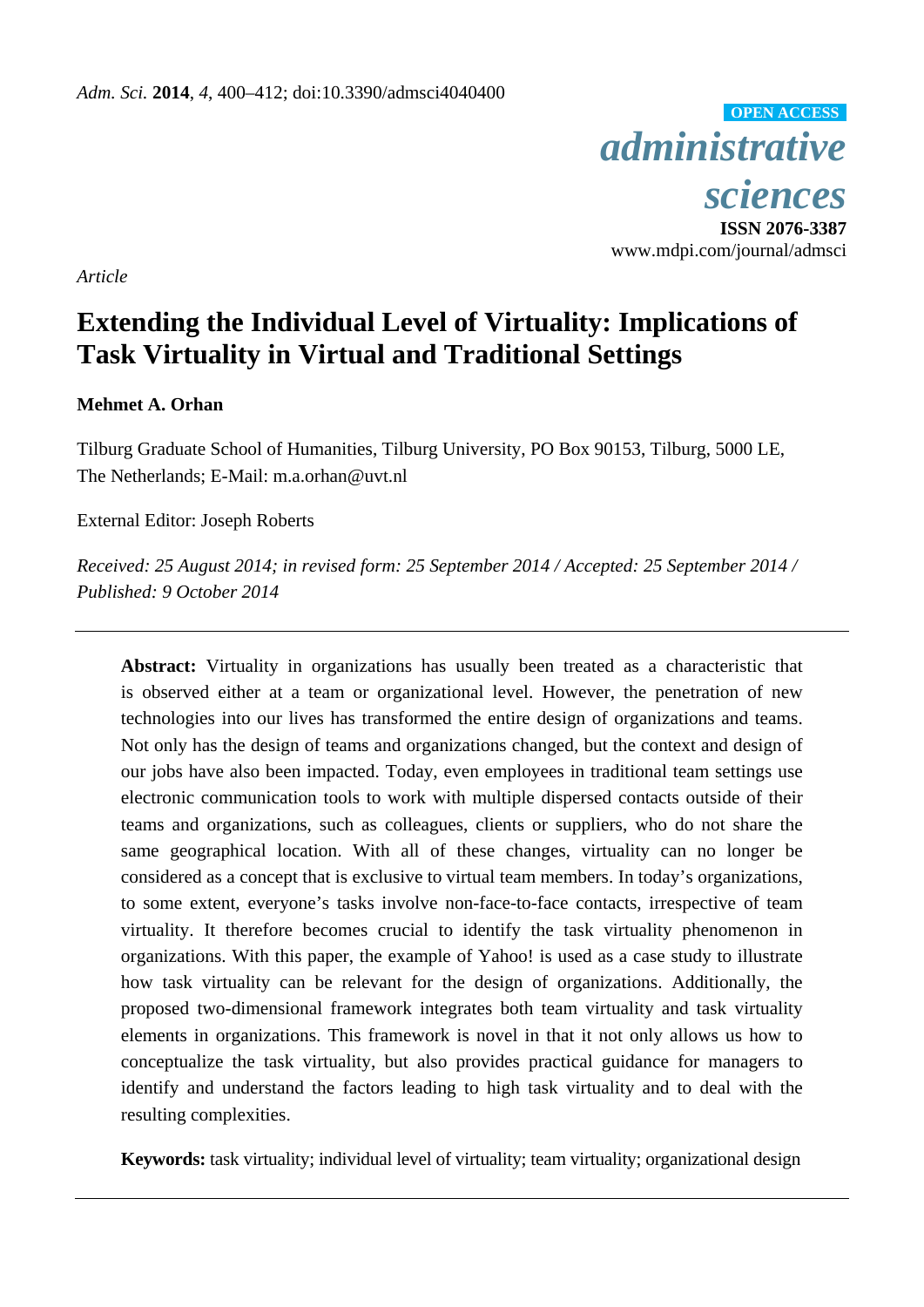*Article*

# Extending the Individual Level of Virtuality: Implications of Task Virtuality in Virtual and Traditional Settings

**Mehmet A. Orhan**

Tilburg Graduate School of Humanities, Tilburg University, PO Box 90153, Tilburg, 5000 LE, The Netherlands; E-Mail: m.a.orhan@uvt.nl

External Editor: Joseph Roberts

*Received: 25 August 2014; in revised form: 25 September 2014 / Accepted: 25 September 2014 / Published: 9 October 2014*

**Abstract:** Virtuality in organizations has usually been treated as a characteristic that is observed either at a team or organizational level. However, the penetration of new technologies into our lives has transformed the entire design of organizations and teams. Not only has the design of teams and organizations changed, but the context and design of our jobs have also been impacted. Today, even employees in traditional team settings use electronic communication tools to work with multiple dispersed contacts outside of their teams and organizations, such as colleagues, clients or suppliers, who do not share the same geographical location. With all of these changes, virtuality can no longer be considered as a concept that is exclusive to virtual team members. In today's organizations, to some extent, everyone's tasks involve non-face-to-face contacts, irrespective of team virtuality. It therefore becomes crucial to identify the task virtuality phenomenon in organizations. With this paper, the example of Yahoo! is used as a case study to illustrate how task virtuality can be relevant for the design of organizations. Additionally, the proposed two-dimensional framework integrates both team virtuality and task virtuality elements in organizations. This framework is novel in that it not only allows us how to conceptualize the task virtuality, but also provides practical guidance for managers to identify and understand the factors leading to high task virtuality and to deal with the resulting complexities.

**Keywords:** task virtuality; individual level of virtuality; team virtuality; organizational design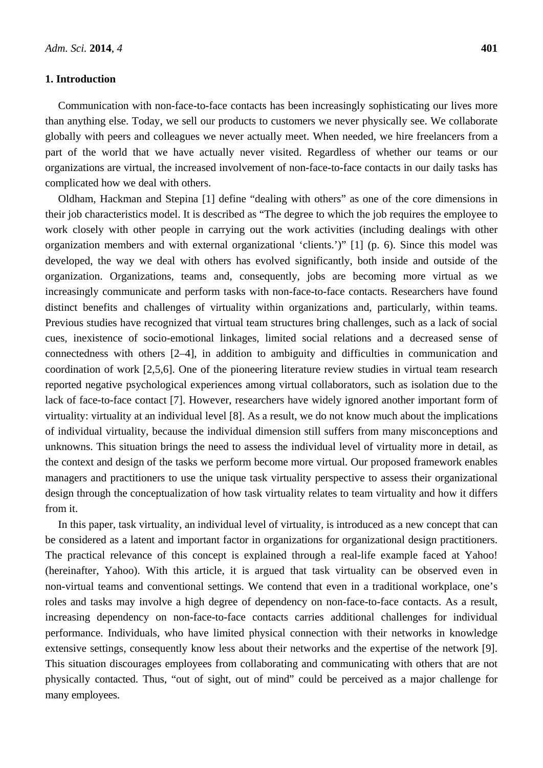## 1. Introduction

Communication with non-face-to-face contacts has been increasingly sophisticating our lives more than anything else. Today, we sell our products to customers we never physically see. We collaborate globally with peers and colleagues we never actually meet. When needed, we hire freelancers from a part of the world that we have actually never visited. Regardless of whether our teams or our organizations are virtual, the increased involvement of non-face-to-face contacts in our daily tasks has complicated how we deal with others.

Oldham, Hackman and Stepina [1] define "dealing with others" as one of the core dimensions in their job characteristics model. It is described as "The degree to which the job requires the employee to work closely with other people in carrying out the work activities (including dealings with other organization members and with external organizational 'clients.')" [1] (p. 6). Since this model was developed, the way we deal with others has evolved significantly, both inside and outside of the organization. Organizations, teams and, consequently, jobs are becoming more virtual as we increasingly communicate and perform tasks with non-face-to-face contacts. Researchers have found distinct benefits and challenges of virtuality within organizations and, particularly, within teams. Previous studies have recognized that virtual team structures bring challenges, such as a lack of social cues, inexistence of socio-emotional linkages, limited social relations and a decreased sense of connectedness with others [2–4], in addition to ambiguity and difficulties in communication and coordination of work [2,5,6]. One of the pioneering literature review studies in virtual team research reported negative psychological experiences among virtual collaborators, such as isolation due to the lack of face-to-face contact [7]. However, researchers have widely ignored another important form of virtuality: virtuality at an individual level [8]. As a result, we do not know much about the implications of individual virtuality, because the individual dimension still suffers from many misconceptions and unknowns. This situation brings the need to assess the individual level of virtuality more in detail, as the context and design of the tasks we perform become more virtual. Our proposed framework enables managers and practitioners to use the unique task virtuality perspective to assess their organizational design through the conceptualization of how task virtuality relates to team virtuality and how it differs from it.

In this paper, task virtuality, an individual level of virtuality, is introduced as a new concept that can be considered as a latent and important factor in organizations for organizational design practitioners. The practical relevance of this concept is explained through a real-life example faced at Yahoo! (hereinafter, Yahoo). With this article, it is argued that task virtuality can be observed even in non-virtual teams and conventional settings. We contend that even in a traditional workplace, one's roles and tasks may involve a high degree of dependency on non-face-to-face contacts. As a result, increasing dependency on non-face-to-face contacts carries additional challenges for individual performance. Individuals, who have limited physical connection with their networks in knowledge extensive settings, consequently know less about their networks and the expertise of the network [9]. This situation discourages employees from collaborating and communicating with others that are not physically contacted. Thus, "out of sight, out of mind" could be perceived as a major challenge for many employees.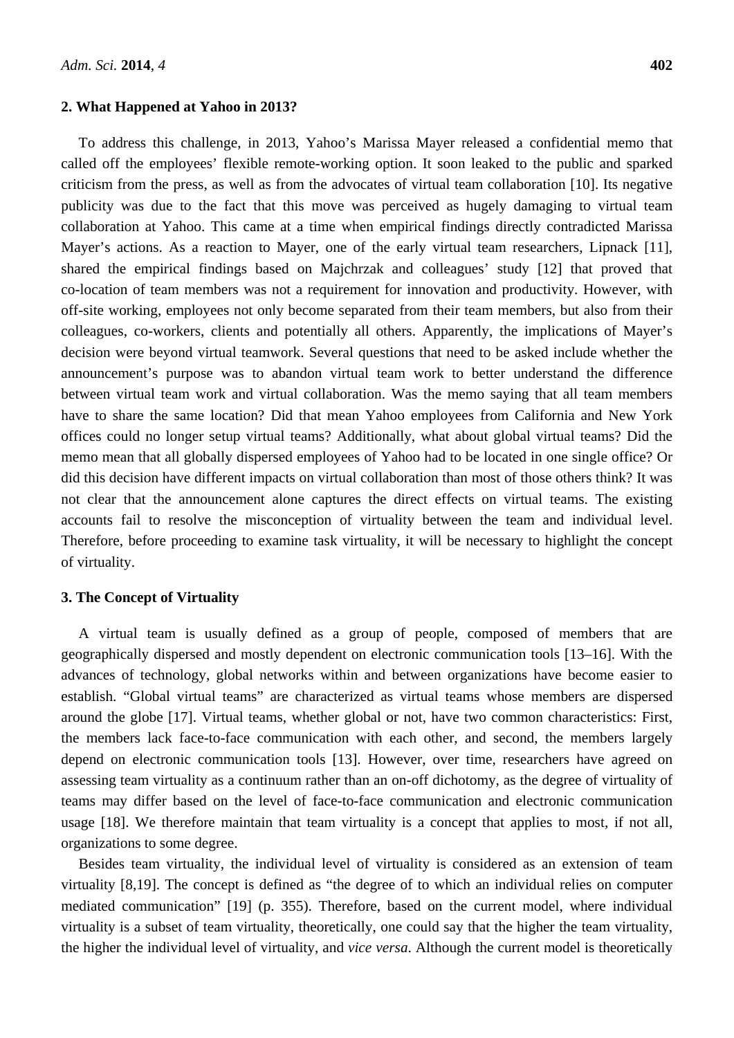## 2. What Happened at Yahoo in 2013?

To address this challenge, in 2013, Yahoo's Marissa Mayer released a confidential memo that called off the employees' flexible remote-working option. It soon leaked to the public and sparked criticism from the press, as well as from the advocates of virtual team collaboration [10]. Its negative publicity was due to the fact that this move was perceived as hugely damaging to virtual team collaboration at Yahoo. This came at a time when empirical findings directly contradicted Marissa Mayer's actions. As a reaction to Mayer, one of the early virtual team researchers, Lipnack [11], shared the empirical findings based on Majchrzak and colleagues' study [12] that proved that co-location of team members was not a requirement for innovation and productivity. However, with off-site working, employees not only become separated from their team members, but also from their colleagues, co-workers, clients and potentially all others. Apparently, the implications of Mayer's decision were beyond virtual teamwork. Several questions that need to be asked include whether the announcement's purpose was to abandon virtual team work to better understand the difference between virtual team work and virtual collaboration. Was the memo saying that all team members have to share the same location? Did that mean Yahoo employees from California and New York offices could no longer setup virtual teams? Additionally, what about global virtual teams? Did the memo mean that all globally dispersed employees of Yahoo had to be located in one single office? Or did this decision have different impacts on virtual collaboration than most of those others think? It was not clear that the announcement alone captures the direct effects on virtual teams. The existing accounts fail to resolve the misconception of virtuality between the team and individual level. Therefore, before proceeding to examine task virtuality, it will be necessary to highlight the concept of virtuality.

## 3. The Concept of Virtuality

A virtual team is usually defined as a group of people, composed of members that are geographically dispersed and mostly dependent on electronic communication tools [13–16]. With the advances of technology, global networks within and between organizations have become easier to establish. "Global virtual teams" are characterized as virtual teams whose members are dispersed around the globe [17]. Virtual teams, whether global or not, have two common characteristics: First, the members lack face-to-face communication with each other, and second, the members largely depend on electronic communication tools [13]. However, over time, researchers have agreed on assessing team virtuality as a continuum rather than an on-off dichotomy, as the degree of virtuality of teams may differ based on the level of face-to-face communication and electronic communication usage [18]. We therefore maintain that team virtuality is a concept that applies to most, if not all, organizations to some degree.

Besides team virtuality, the individual level of virtuality is considered as an extension of team virtuality [8,19]. The concept is defined as "the degree of to which an individual relies on computer mediated communication" [19] (p. 355). Therefore, based on the current model, where individual virtuality is a subset of team virtuality, theoretically, one could say that the higher the team virtuality, the higher the individual level of virtuality, and *vice versa*. Although the current model is theoretically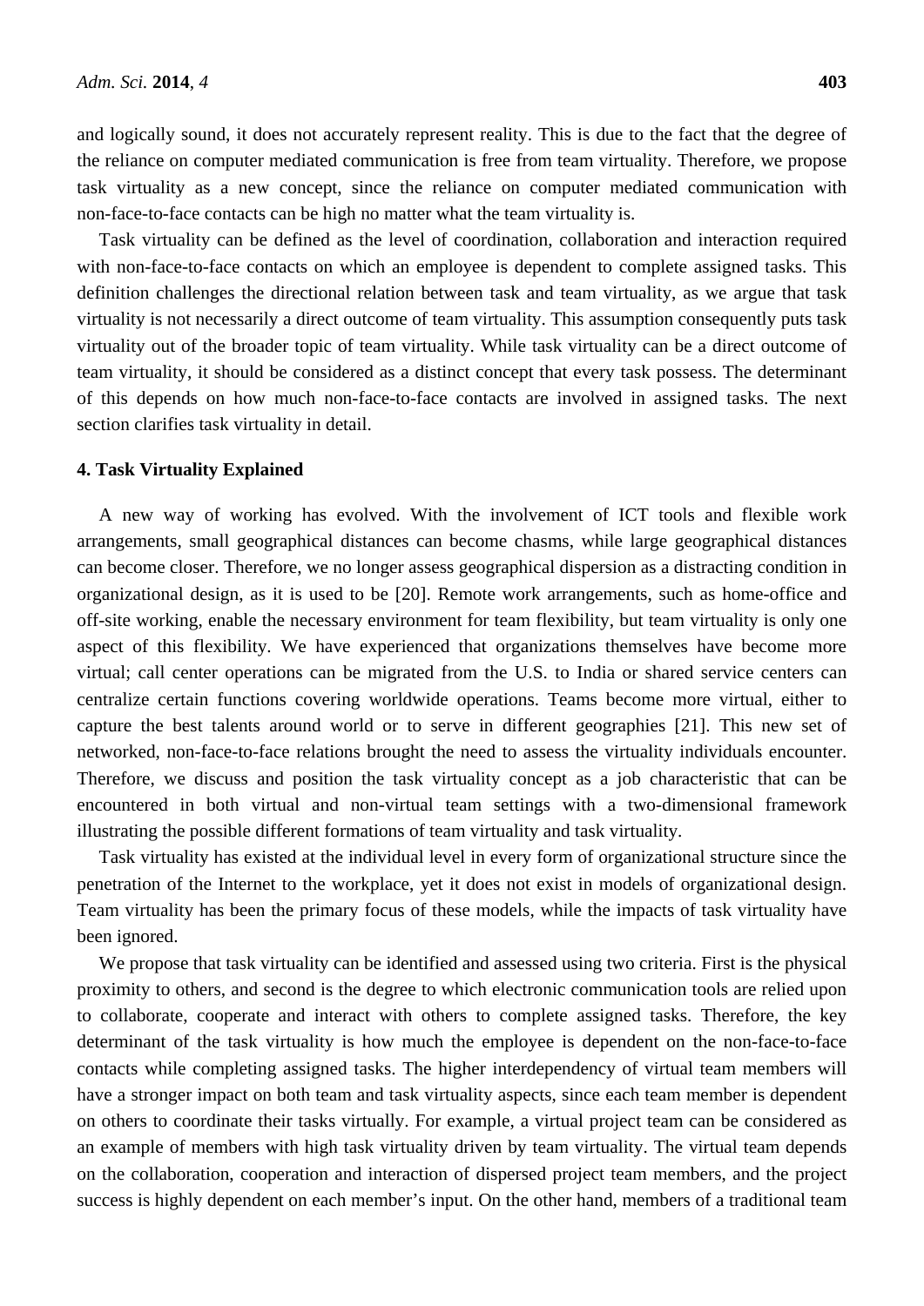and logically sound, it does not accurately represent reality. This is due to the fact that the degree of the reliance on computer mediated communication is free from team virtuality. Therefore, we propose task virtuality as a new concept, since the reliance on computer mediated communication with non-face-to-face contacts can be high no matter what the team virtuality is.

Task virtuality can be defined as the level of coordination, collaboration and interaction required with non-face-to-face contacts on which an employee is dependent to complete assigned tasks. This definition challenges the directional relation between task and team virtuality, as we argue that task virtuality is not necessarily a direct outcome of team virtuality. This assumption consequently puts task virtuality out of the broader topic of team virtuality. While task virtuality can be a direct outcome of team virtuality, it should be considered as a distinct concept that every task possess. The determinant of this depends on how much non-face-to-face contacts are involved in assigned tasks. The next section clarifies task virtuality in detail.

## 4. Task Virtuality Explained

A new way of working has evolved. With the involvement of ICT tools and flexible work arrangements, small geographical distances can become chasms, while large geographical distances can become closer. Therefore, we no longer assess geographical dispersion as a distracting condition in organizational design, as it is used to be [20]. Remote work arrangements, such as home-office and off-site working, enable the necessary environment for team flexibility, but team virtuality is only one aspect of this flexibility. We have experienced that organizations themselves have become more virtual; call center operations can be migrated from the U.S. to India or shared service centers can centralize certain functions covering worldwide operations. Teams become more virtual, either to capture the best talents around world or to serve in different geographies [21]. This new set of networked, non-face-to-face relations brought the need to assess the virtuality individuals encounter. Therefore, we discuss and position the task virtuality concept as a job characteristic that can be encountered in both virtual and non-virtual team settings with a two-dimensional framework illustrating the possible different formations of team virtuality and task virtuality.

Task virtuality has existed at the individual level in every form of organizational structure since the penetration of the Internet to the workplace, yet it does not exist in models of organizational design. Team virtuality has been the primary focus of these models, while the impacts of task virtuality have been ignored.

We propose that task virtuality can be identified and assessed using two criteria. First is the physical proximity to others, and second is the degree to which electronic communication tools are relied upon to collaborate, cooperate and interact with others to complete assigned tasks. Therefore, the key determinant of the task virtuality is how much the employee is dependent on the non-face-to-face contacts while completing assigned tasks. The higher interdependency of virtual team members will have a stronger impact on both team and task virtuality aspects, since each team member is dependent on others to coordinate their tasks virtually. For example, a virtual project team can be considered as an example of members with high task virtuality driven by team virtuality. The virtual team depends on the collaboration, cooperation and interaction of dispersed project team members, and the project success is highly dependent on each member's input. On the other hand, members of a traditional team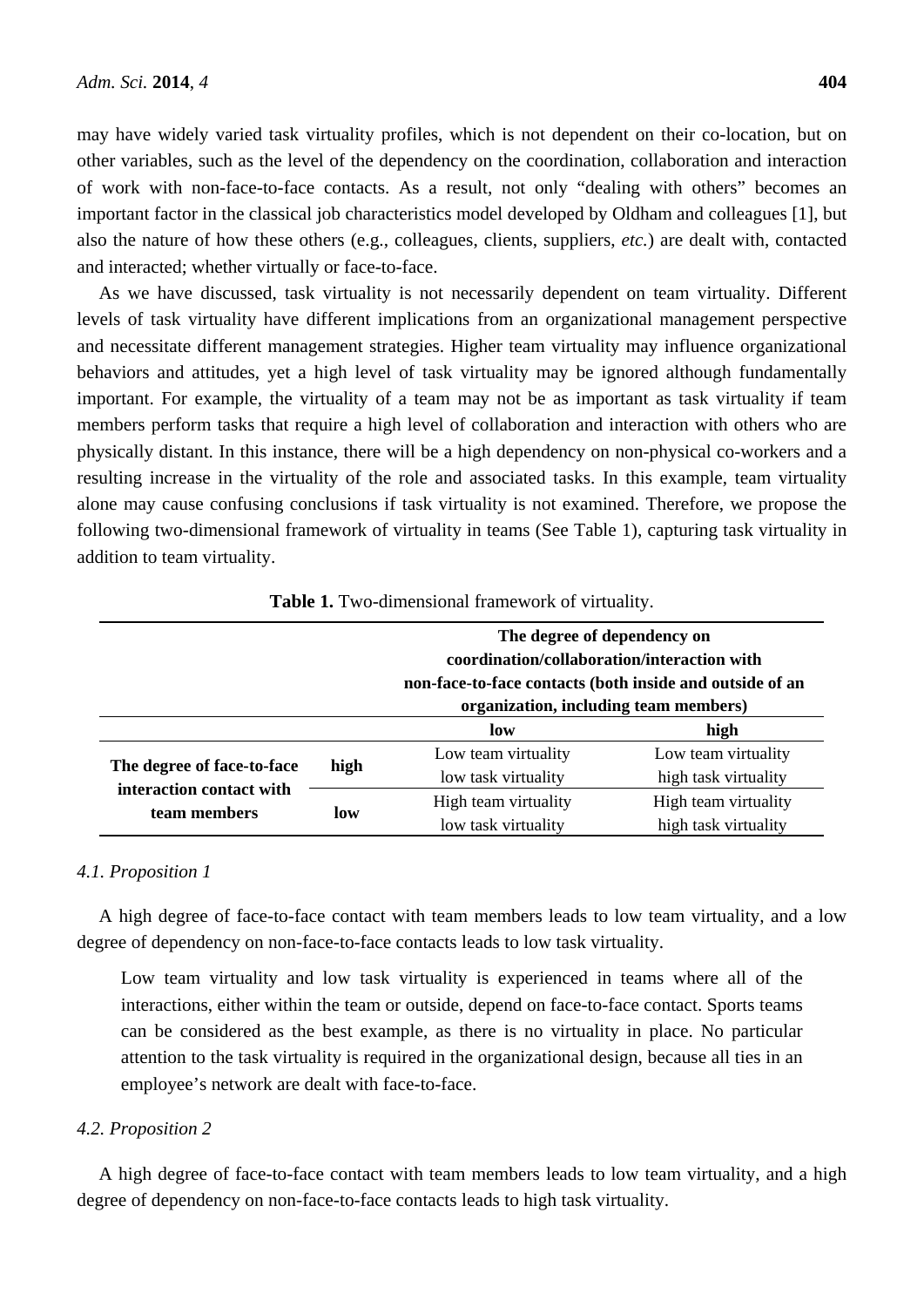may have widely varied task virtuality profiles, which is not dependent on their co-location, but on other variables, such as the level of the dependency on the coordination, collaboration and interaction of work with non-face-to-face contacts. As a result, not only "dealing with others" becomes an important factor in the classical job characteristics model developed by Oldham and colleagues [1], but also the nature of how these others (e.g., colleagues, clients, suppliers, *etc.*) are dealt with, contacted and interacted; whether virtually or face-to-face.

As we have discussed, task virtuality is not necessarily dependent on team virtuality. Different levels of task virtuality have different implications from an organizational management perspective and necessitate different management strategies. Higher team virtuality may influence organizational behaviors and attitudes, yet a high level of task virtuality may be ignored although fundamentally important. For example, the virtuality of a team may not be as important as task virtuality if team members perform tasks that require a high level of collaboration and interaction with others who are physically distant. In this instance, there will be a high dependency on non-physical co-workers and a resulting increase in the virtuality of the role and associated tasks. In this example, team virtuality alone may cause confusing conclusions if task virtuality is not examined. Therefore, we propose the following two-dimensional framework of virtuality in teams (See Table 1), capturing task virtuality in addition to team virtuality.

**Table 1.** Two-dimensional framework of virtuality.

| | | **The degree of dependency on coordination/collaboration/interaction with non-face-to-face contacts (both inside and outside of an organization, including team members)** | |
|---|---|---|---|
| | | **low** | **high** |
| **The degree of face-to-face interaction contact with team members** | **high** | Low team virtuality low task virtuality | Low team virtuality high task virtuality |
| | **low** | High team virtuality low task virtuality | High team virtuality high task virtuality |

### *4.1. Proposition 1*

A high degree of face-to-face contact with team members leads to low team virtuality, and a low degree of dependency on non-face-to-face contacts leads to low task virtuality.

> Low team virtuality and low task virtuality is experienced in teams where all of the interactions, either within the team or outside, depend on face-to-face contact. Sports teams can be considered as the best example, as there is no virtuality in place. No particular attention to the task virtuality is required in the organizational design, because all ties in an employee's network are dealt with face-to-face.

### *4.2. Proposition 2*

A high degree of face-to-face contact with team members leads to low team virtuality, and a high degree of dependency on non-face-to-face contacts leads to high task virtuality.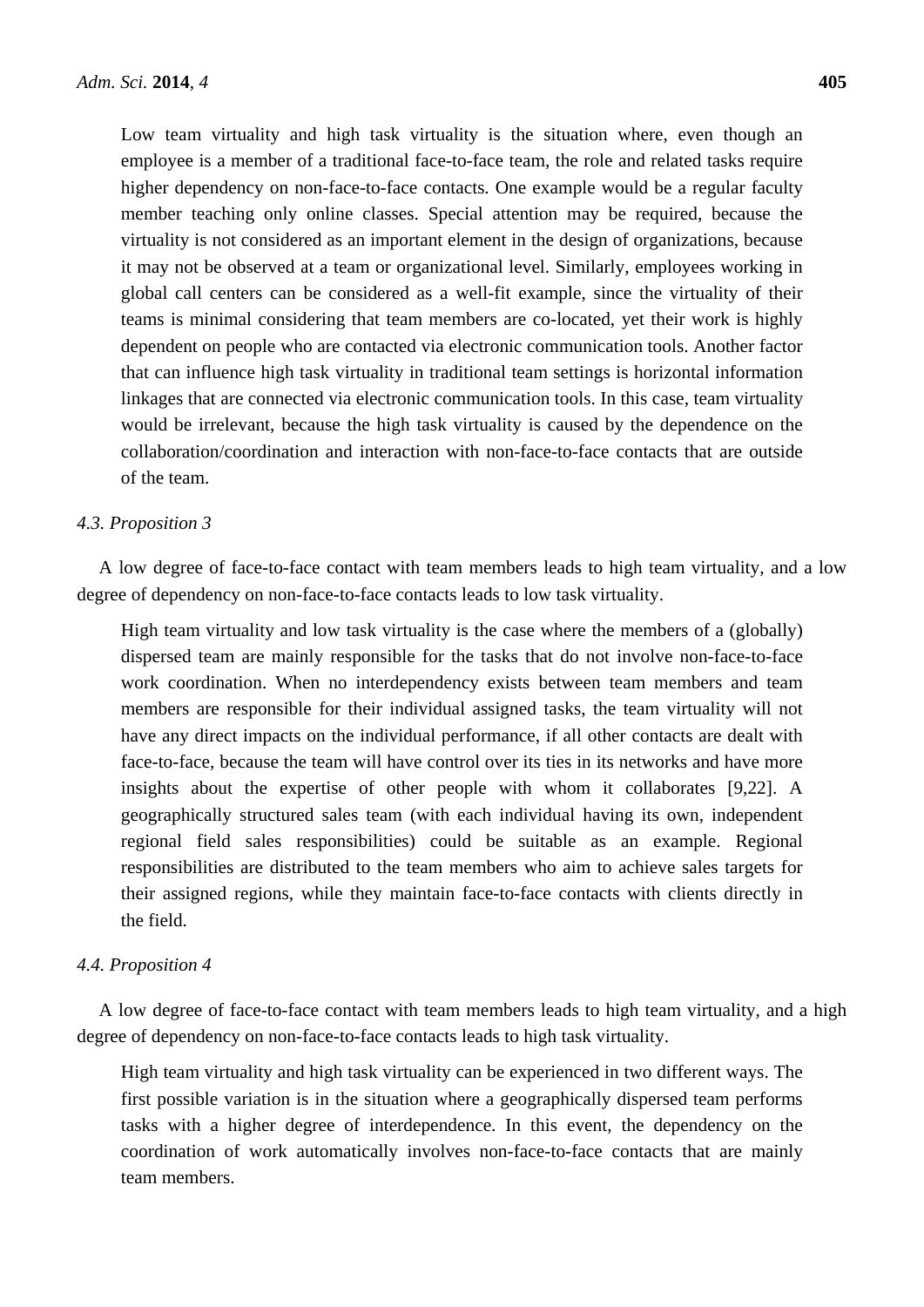Low team virtuality and high task virtuality is the situation where, even though an employee is a member of a traditional face-to-face team, the role and related tasks require higher dependency on non-face-to-face contacts. One example would be a regular faculty member teaching only online classes. Special attention may be required, because the virtuality is not considered as an important element in the design of organizations, because it may not be observed at a team or organizational level. Similarly, employees working in global call centers can be considered as a well-fit example, since the virtuality of their teams is minimal considering that team members are co-located, yet their work is highly dependent on people who are contacted via electronic communication tools. Another factor that can influence high task virtuality in traditional team settings is horizontal information linkages that are connected via electronic communication tools. In this case, team virtuality would be irrelevant, because the high task virtuality is caused by the dependence on the collaboration/coordination and interaction with non-face-to-face contacts that are outside of the team.

### *4.3. Proposition 3*

A low degree of face-to-face contact with team members leads to high team virtuality, and a low degree of dependency on non-face-to-face contacts leads to low task virtuality.

High team virtuality and low task virtuality is the case where the members of a (globally) dispersed team are mainly responsible for the tasks that do not involve non-face-to-face work coordination. When no interdependency exists between team members and team members are responsible for their individual assigned tasks, the team virtuality will not have any direct impacts on the individual performance, if all other contacts are dealt with face-to-face, because the team will have control over its ties in its networks and have more insights about the expertise of other people with whom it collaborates [9,22]. A geographically structured sales team (with each individual having its own, independent regional field sales responsibilities) could be suitable as an example. Regional responsibilities are distributed to the team members who aim to achieve sales targets for their assigned regions, while they maintain face-to-face contacts with clients directly in the field.

### *4.4. Proposition 4*

A low degree of face-to-face contact with team members leads to high team virtuality, and a high degree of dependency on non-face-to-face contacts leads to high task virtuality.

High team virtuality and high task virtuality can be experienced in two different ways. The first possible variation is in the situation where a geographically dispersed team performs tasks with a higher degree of interdependence. In this event, the dependency on the coordination of work automatically involves non-face-to-face contacts that are mainly team members.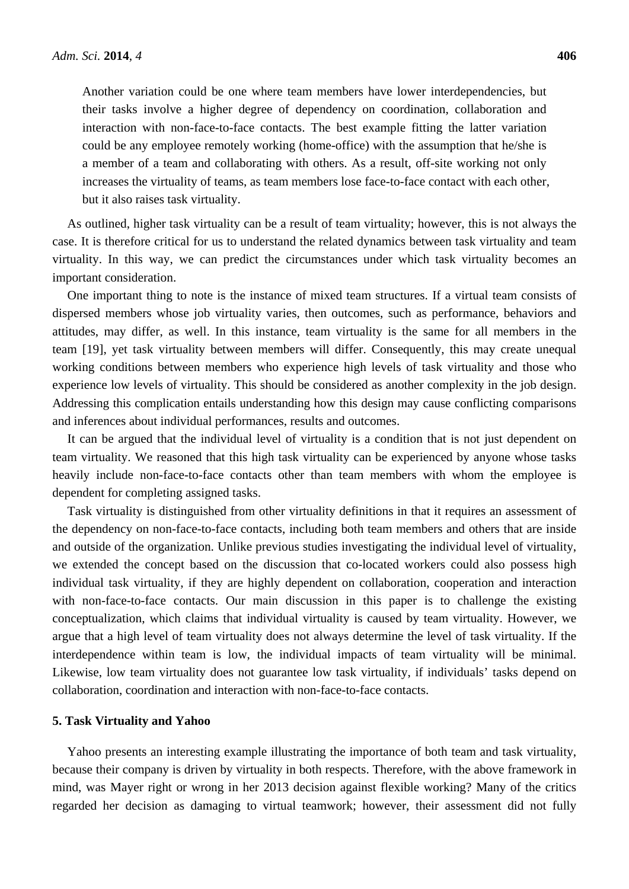> Another variation could be one where team members have lower interdependencies, but their tasks involve a higher degree of dependency on coordination, collaboration and interaction with non-face-to-face contacts. The best example fitting the latter variation could be any employee remotely working (home-office) with the assumption that he/she is a member of a team and collaborating with others. As a result, off-site working not only increases the virtuality of teams, as team members lose face-to-face contact with each other, but it also raises task virtuality.

As outlined, higher task virtuality can be a result of team virtuality; however, this is not always the case. It is therefore critical for us to understand the related dynamics between task virtuality and team virtuality. In this way, we can predict the circumstances under which task virtuality becomes an important consideration.

One important thing to note is the instance of mixed team structures. If a virtual team consists of dispersed members whose job virtuality varies, then outcomes, such as performance, behaviors and attitudes, may differ, as well. In this instance, team virtuality is the same for all members in the team [19], yet task virtuality between members will differ. Consequently, this may create unequal working conditions between members who experience high levels of task virtuality and those who experience low levels of virtuality. This should be considered as another complexity in the job design. Addressing this complication entails understanding how this design may cause conflicting comparisons and inferences about individual performances, results and outcomes.

It can be argued that the individual level of virtuality is a condition that is not just dependent on team virtuality. We reasoned that this high task virtuality can be experienced by anyone whose tasks heavily include non-face-to-face contacts other than team members with whom the employee is dependent for completing assigned tasks.

Task virtuality is distinguished from other virtuality definitions in that it requires an assessment of the dependency on non-face-to-face contacts, including both team members and others that are inside and outside of the organization. Unlike previous studies investigating the individual level of virtuality, we extended the concept based on the discussion that co-located workers could also possess high individual task virtuality, if they are highly dependent on collaboration, cooperation and interaction with non-face-to-face contacts. Our main discussion in this paper is to challenge the existing conceptualization, which claims that individual virtuality is caused by team virtuality. However, we argue that a high level of team virtuality does not always determine the level of task virtuality. If the interdependence within team is low, the individual impacts of team virtuality will be minimal. Likewise, low team virtuality does not guarantee low task virtuality, if individuals' tasks depend on collaboration, coordination and interaction with non-face-to-face contacts.

## 5. Task Virtuality and Yahoo

Yahoo presents an interesting example illustrating the importance of both team and task virtuality, because their company is driven by virtuality in both respects. Therefore, with the above framework in mind, was Mayer right or wrong in her 2013 decision against flexible working? Many of the critics regarded her decision as damaging to virtual teamwork; however, their assessment did not fully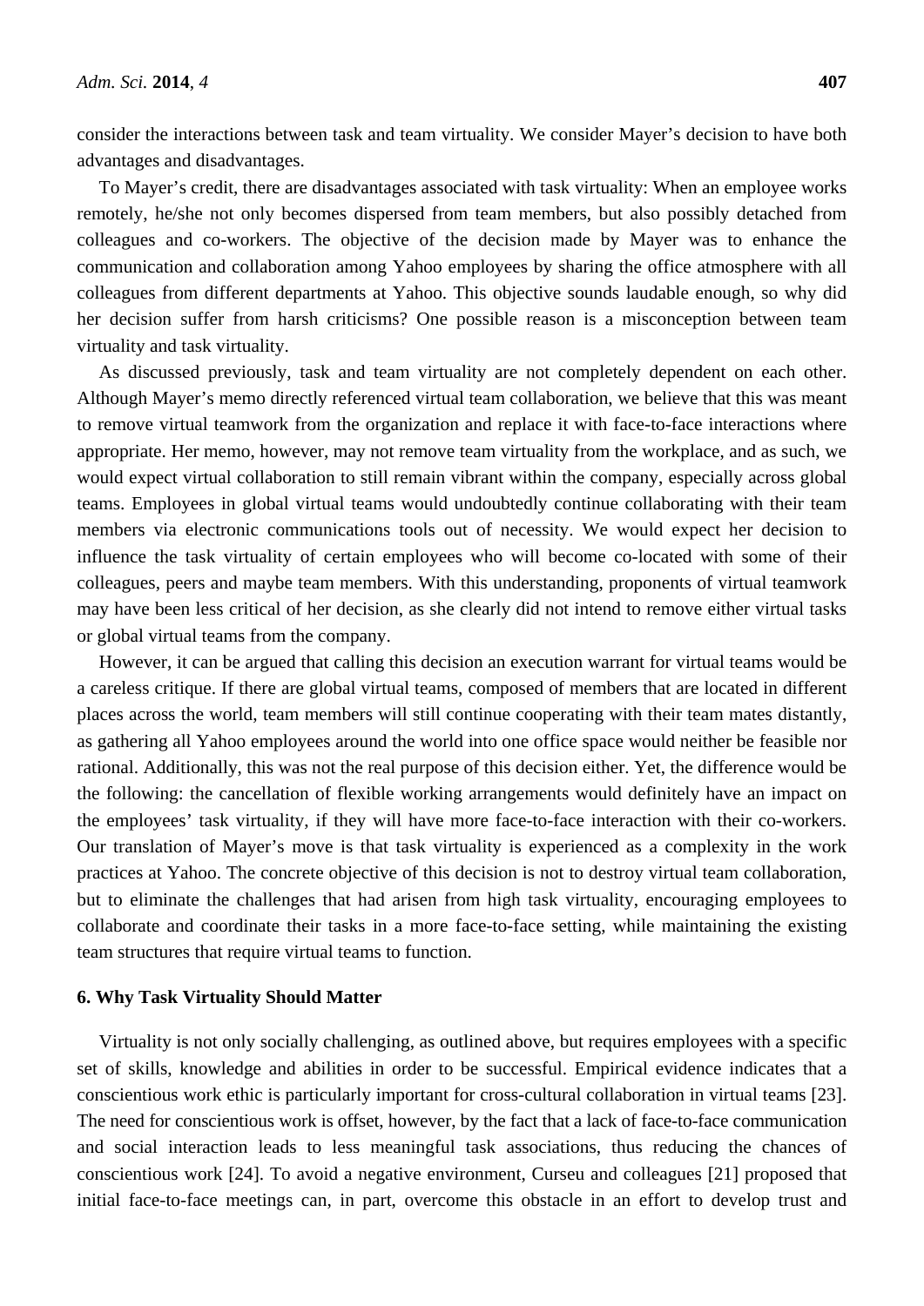consider the interactions between task and team virtuality. We consider Mayer's decision to have both advantages and disadvantages.

To Mayer's credit, there are disadvantages associated with task virtuality: When an employee works remotely, he/she not only becomes dispersed from team members, but also possibly detached from colleagues and co-workers. The objective of the decision made by Mayer was to enhance the communication and collaboration among Yahoo employees by sharing the office atmosphere with all colleagues from different departments at Yahoo. This objective sounds laudable enough, so why did her decision suffer from harsh criticisms? One possible reason is a misconception between team virtuality and task virtuality.

As discussed previously, task and team virtuality are not completely dependent on each other. Although Mayer's memo directly referenced virtual team collaboration, we believe that this was meant to remove virtual teamwork from the organization and replace it with face-to-face interactions where appropriate. Her memo, however, may not remove team virtuality from the workplace, and as such, we would expect virtual collaboration to still remain vibrant within the company, especially across global teams. Employees in global virtual teams would undoubtedly continue collaborating with their team members via electronic communications tools out of necessity. We would expect her decision to influence the task virtuality of certain employees who will become co-located with some of their colleagues, peers and maybe team members. With this understanding, proponents of virtual teamwork may have been less critical of her decision, as she clearly did not intend to remove either virtual tasks or global virtual teams from the company.

However, it can be argued that calling this decision an execution warrant for virtual teams would be a careless critique. If there are global virtual teams, composed of members that are located in different places across the world, team members will still continue cooperating with their team mates distantly, as gathering all Yahoo employees around the world into one office space would neither be feasible nor rational. Additionally, this was not the real purpose of this decision either. Yet, the difference would be the following: the cancellation of flexible working arrangements would definitely have an impact on the employees' task virtuality, if they will have more face-to-face interaction with their co-workers. Our translation of Mayer's move is that task virtuality is experienced as a complexity in the work practices at Yahoo. The concrete objective of this decision is not to destroy virtual team collaboration, but to eliminate the challenges that had arisen from high task virtuality, encouraging employees to collaborate and coordinate their tasks in a more face-to-face setting, while maintaining the existing team structures that require virtual teams to function.

## 6. Why Task Virtuality Should Matter

Virtuality is not only socially challenging, as outlined above, but requires employees with a specific set of skills, knowledge and abilities in order to be successful. Empirical evidence indicates that a conscientious work ethic is particularly important for cross-cultural collaboration in virtual teams [23]. The need for conscientious work is offset, however, by the fact that a lack of face-to-face communication and social interaction leads to less meaningful task associations, thus reducing the chances of conscientious work [24]. To avoid a negative environment, Curseu and colleagues [21] proposed that initial face-to-face meetings can, in part, overcome this obstacle in an effort to develop trust and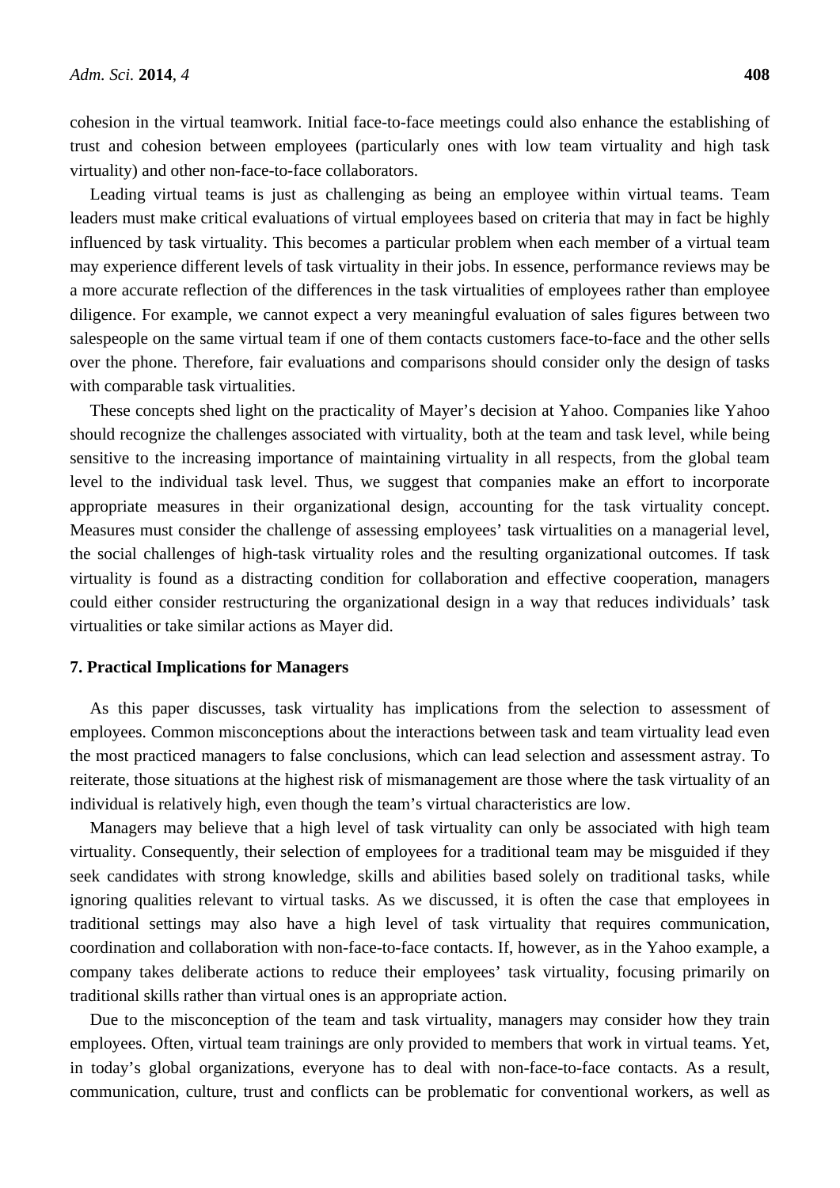cohesion in the virtual teamwork. Initial face-to-face meetings could also enhance the establishing of trust and cohesion between employees (particularly ones with low team virtuality and high task virtuality) and other non-face-to-face collaborators.

Leading virtual teams is just as challenging as being an employee within virtual teams. Team leaders must make critical evaluations of virtual employees based on criteria that may in fact be highly influenced by task virtuality. This becomes a particular problem when each member of a virtual team may experience different levels of task virtuality in their jobs. In essence, performance reviews may be a more accurate reflection of the differences in the task virtualities of employees rather than employee diligence. For example, we cannot expect a very meaningful evaluation of sales figures between two salespeople on the same virtual team if one of them contacts customers face-to-face and the other sells over the phone. Therefore, fair evaluations and comparisons should consider only the design of tasks with comparable task virtualities.

These concepts shed light on the practicality of Mayer's decision at Yahoo. Companies like Yahoo should recognize the challenges associated with virtuality, both at the team and task level, while being sensitive to the increasing importance of maintaining virtuality in all respects, from the global team level to the individual task level. Thus, we suggest that companies make an effort to incorporate appropriate measures in their organizational design, accounting for the task virtuality concept. Measures must consider the challenge of assessing employees' task virtualities on a managerial level, the social challenges of high-task virtuality roles and the resulting organizational outcomes. If task virtuality is found as a distracting condition for collaboration and effective cooperation, managers could either consider restructuring the organizational design in a way that reduces individuals' task virtualities or take similar actions as Mayer did.

## 7. Practical Implications for Managers

As this paper discusses, task virtuality has implications from the selection to assessment of employees. Common misconceptions about the interactions between task and team virtuality lead even the most practiced managers to false conclusions, which can lead selection and assessment astray. To reiterate, those situations at the highest risk of mismanagement are those where the task virtuality of an individual is relatively high, even though the team's virtual characteristics are low.

Managers may believe that a high level of task virtuality can only be associated with high team virtuality. Consequently, their selection of employees for a traditional team may be misguided if they seek candidates with strong knowledge, skills and abilities based solely on traditional tasks, while ignoring qualities relevant to virtual tasks. As we discussed, it is often the case that employees in traditional settings may also have a high level of task virtuality that requires communication, coordination and collaboration with non-face-to-face contacts. If, however, as in the Yahoo example, a company takes deliberate actions to reduce their employees' task virtuality, focusing primarily on traditional skills rather than virtual ones is an appropriate action.

Due to the misconception of the team and task virtuality, managers may consider how they train employees. Often, virtual team trainings are only provided to members that work in virtual teams. Yet, in today's global organizations, everyone has to deal with non-face-to-face contacts. As a result, communication, culture, trust and conflicts can be problematic for conventional workers, as well as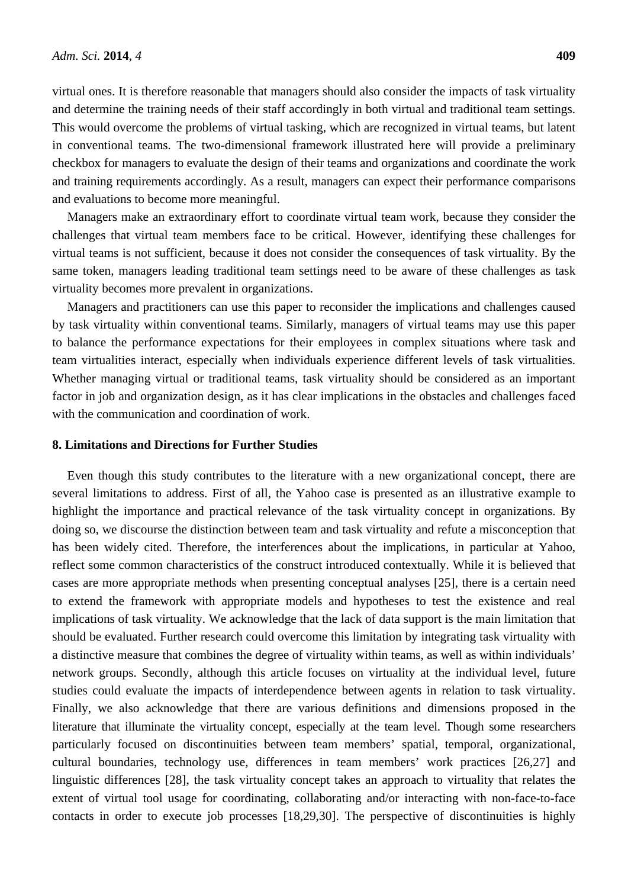virtual ones. It is therefore reasonable that managers should also consider the impacts of task virtuality and determine the training needs of their staff accordingly in both virtual and traditional team settings. This would overcome the problems of virtual tasking, which are recognized in virtual teams, but latent in conventional teams. The two-dimensional framework illustrated here will provide a preliminary checkbox for managers to evaluate the design of their teams and organizations and coordinate the work and training requirements accordingly. As a result, managers can expect their performance comparisons and evaluations to become more meaningful.

Managers make an extraordinary effort to coordinate virtual team work, because they consider the challenges that virtual team members face to be critical. However, identifying these challenges for virtual teams is not sufficient, because it does not consider the consequences of task virtuality. By the same token, managers leading traditional team settings need to be aware of these challenges as task virtuality becomes more prevalent in organizations.

Managers and practitioners can use this paper to reconsider the implications and challenges caused by task virtuality within conventional teams. Similarly, managers of virtual teams may use this paper to balance the performance expectations for their employees in complex situations where task and team virtualities interact, especially when individuals experience different levels of task virtualities. Whether managing virtual or traditional teams, task virtuality should be considered as an important factor in job and organization design, as it has clear implications in the obstacles and challenges faced with the communication and coordination of work.

## 8. Limitations and Directions for Further Studies

Even though this study contributes to the literature with a new organizational concept, there are several limitations to address. First of all, the Yahoo case is presented as an illustrative example to highlight the importance and practical relevance of the task virtuality concept in organizations. By doing so, we discourse the distinction between team and task virtuality and refute a misconception that has been widely cited. Therefore, the interferences about the implications, in particular at Yahoo, reflect some common characteristics of the construct introduced contextually. While it is believed that cases are more appropriate methods when presenting conceptual analyses [25], there is a certain need to extend the framework with appropriate models and hypotheses to test the existence and real implications of task virtuality. We acknowledge that the lack of data support is the main limitation that should be evaluated. Further research could overcome this limitation by integrating task virtuality with a distinctive measure that combines the degree of virtuality within teams, as well as within individuals' network groups. Secondly, although this article focuses on virtuality at the individual level, future studies could evaluate the impacts of interdependence between agents in relation to task virtuality. Finally, we also acknowledge that there are various definitions and dimensions proposed in the literature that illuminate the virtuality concept, especially at the team level. Though some researchers particularly focused on discontinuities between team members' spatial, temporal, organizational, cultural boundaries, technology use, differences in team members' work practices [26,27] and linguistic differences [28], the task virtuality concept takes an approach to virtuality that relates the extent of virtual tool usage for coordinating, collaborating and/or interacting with non-face-to-face contacts in order to execute job processes [18,29,30]. The perspective of discontinuities is highly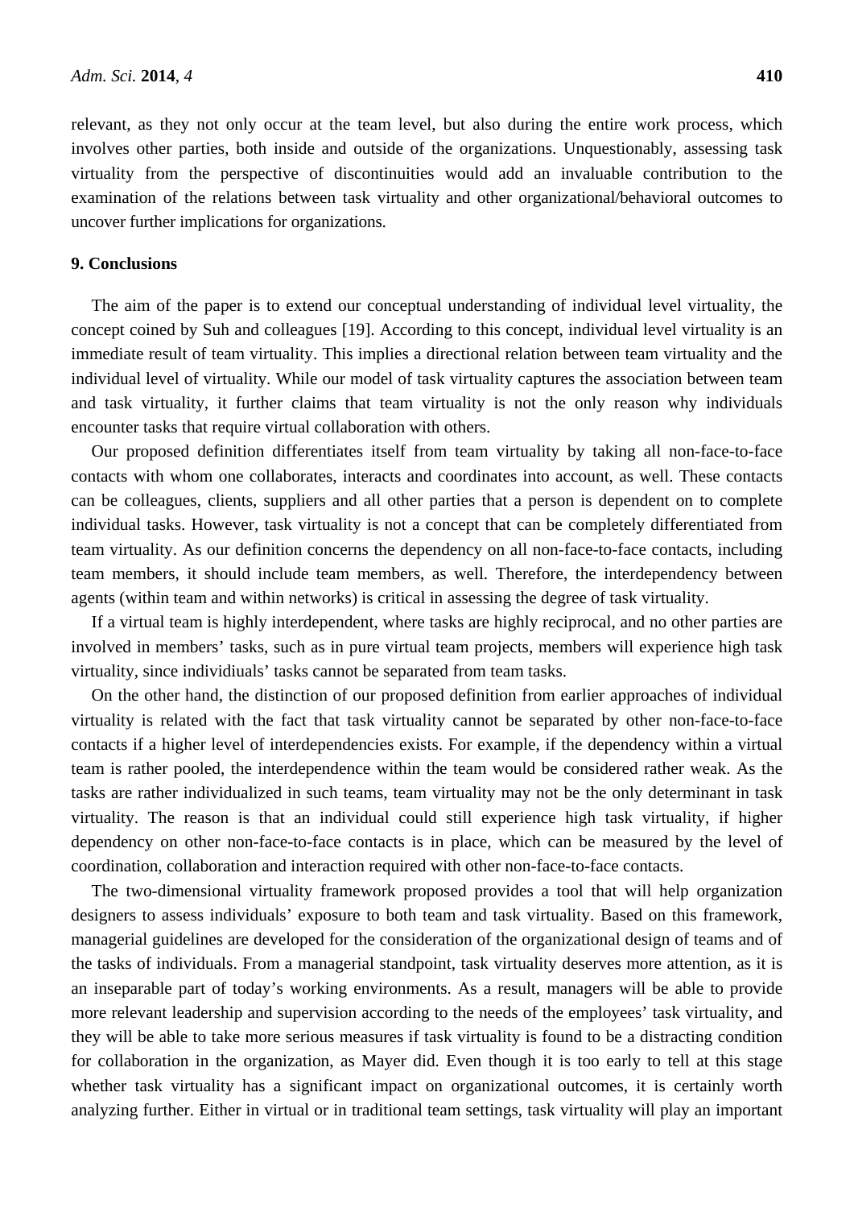relevant, as they not only occur at the team level, but also during the entire work process, which involves other parties, both inside and outside of the organizations. Unquestionably, assessing task virtuality from the perspective of discontinuities would add an invaluable contribution to the examination of the relations between task virtuality and other organizational/behavioral outcomes to uncover further implications for organizations.

## 9. Conclusions

The aim of the paper is to extend our conceptual understanding of individual level virtuality, the concept coined by Suh and colleagues [19]. According to this concept, individual level virtuality is an immediate result of team virtuality. This implies a directional relation between team virtuality and the individual level of virtuality. While our model of task virtuality captures the association between team and task virtuality, it further claims that team virtuality is not the only reason why individuals encounter tasks that require virtual collaboration with others.

Our proposed definition differentiates itself from team virtuality by taking all non-face-to-face contacts with whom one collaborates, interacts and coordinates into account, as well. These contacts can be colleagues, clients, suppliers and all other parties that a person is dependent on to complete individual tasks. However, task virtuality is not a concept that can be completely differentiated from team virtuality. As our definition concerns the dependency on all non-face-to-face contacts, including team members, it should include team members, as well. Therefore, the interdependency between agents (within team and within networks) is critical in assessing the degree of task virtuality.

If a virtual team is highly interdependent, where tasks are highly reciprocal, and no other parties are involved in members' tasks, such as in pure virtual team projects, members will experience high task virtuality, since individiuals' tasks cannot be separated from team tasks.

On the other hand, the distinction of our proposed definition from earlier approaches of individual virtuality is related with the fact that task virtuality cannot be separated by other non-face-to-face contacts if a higher level of interdependencies exists. For example, if the dependency within a virtual team is rather pooled, the interdependence within the team would be considered rather weak. As the tasks are rather individualized in such teams, team virtuality may not be the only determinant in task virtuality. The reason is that an individual could still experience high task virtuality, if higher dependency on other non-face-to-face contacts is in place, which can be measured by the level of coordination, collaboration and interaction required with other non-face-to-face contacts.

The two-dimensional virtuality framework proposed provides a tool that will help organization designers to assess individuals' exposure to both team and task virtuality. Based on this framework, managerial guidelines are developed for the consideration of the organizational design of teams and of the tasks of individuals. From a managerial standpoint, task virtuality deserves more attention, as it is an inseparable part of today's working environments. As a result, managers will be able to provide more relevant leadership and supervision according to the needs of the employees' task virtuality, and they will be able to take more serious measures if task virtuality is found to be a distracting condition for collaboration in the organization, as Mayer did. Even though it is too early to tell at this stage whether task virtuality has a significant impact on organizational outcomes, it is certainly worth analyzing further. Either in virtual or in traditional team settings, task virtuality will play an important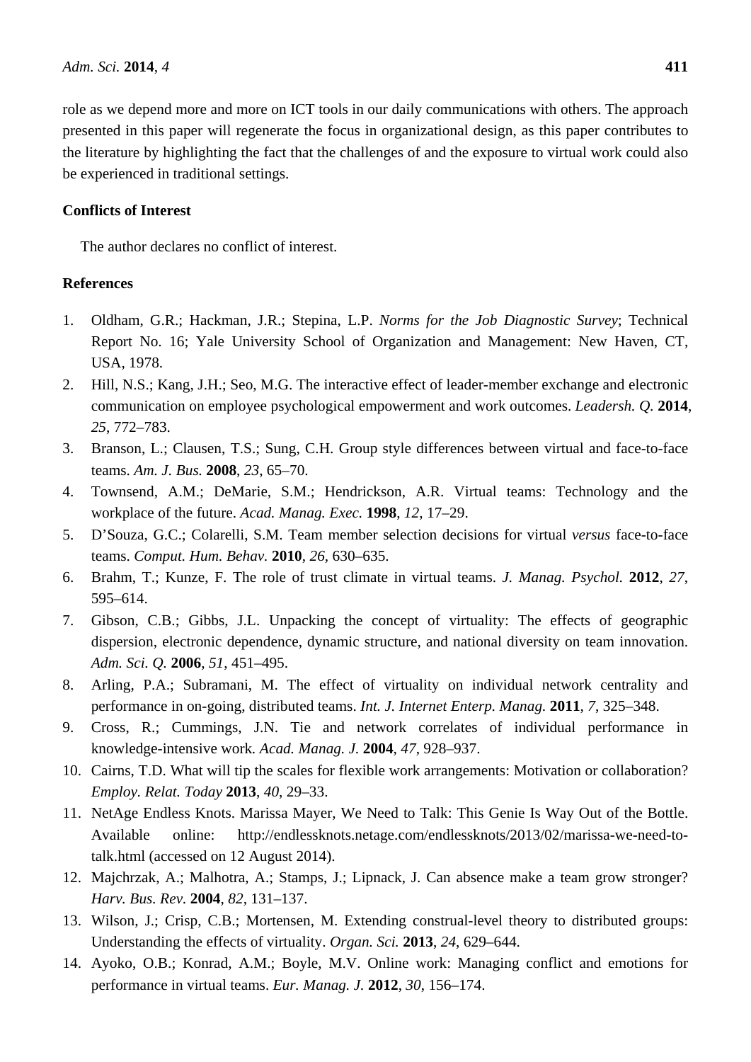role as we depend more and more on ICT tools in our daily communications with others. The approach presented in this paper will regenerate the focus in organizational design, as this paper contributes to the literature by highlighting the fact that the challenges of and the exposure to virtual work could also be experienced in traditional settings.

## Conflicts of Interest

The author declares no conflict of interest.

## References

1. Oldham, G.R.; Hackman, J.R.; Stepina, L.P. *Norms for the Job Diagnostic Survey*; Technical Report No. 16; Yale University School of Organization and Management: New Haven, CT, USA, 1978.
2. Hill, N.S.; Kang, J.H.; Seo, M.G. The interactive effect of leader-member exchange and electronic communication on employee psychological empowerment and work outcomes. *Leadersh. Q.* **2014**, *25*, 772–783.
3. Branson, L.; Clausen, T.S.; Sung, C.H. Group style differences between virtual and face-to-face teams. *Am. J. Bus.* **2008**, *23*, 65–70.
4. Townsend, A.M.; DeMarie, S.M.; Hendrickson, A.R. Virtual teams: Technology and the workplace of the future. *Acad. Manag. Exec.* **1998**, *12*, 17–29.
5. D'Souza, G.C.; Colarelli, S.M. Team member selection decisions for virtual *versus* face-to-face teams. *Comput. Hum. Behav.* **2010**, *26*, 630–635.
6. Brahm, T.; Kunze, F. The role of trust climate in virtual teams. *J. Manag. Psychol.* **2012**, *27*, 595–614.
7. Gibson, C.B.; Gibbs, J.L. Unpacking the concept of virtuality: The effects of geographic dispersion, electronic dependence, dynamic structure, and national diversity on team innovation. *Adm. Sci. Q.* **2006**, *51*, 451–495.
8. Arling, P.A.; Subramani, M. The effect of virtuality on individual network centrality and performance in on-going, distributed teams. *Int. J. Internet Enterp. Manag.* **2011**, *7*, 325–348.
9. Cross, R.; Cummings, J.N. Tie and network correlates of individual performance in knowledge-intensive work. *Acad. Manag. J.* **2004**, *47*, 928–937.
10. Cairns, T.D. What will tip the scales for flexible work arrangements: Motivation or collaboration? *Employ. Relat. Today* **2013**, *40*, 29–33.
11. NetAge Endless Knots. Marissa Mayer, We Need to Talk: This Genie Is Way Out of the Bottle. Available online: http://endlessknots.netage.com/endlessknots/2013/02/marissa-we-need-to-talk.html (accessed on 12 August 2014).
12. Majchrzak, A.; Malhotra, A.; Stamps, J.; Lipnack, J. Can absence make a team grow stronger? *Harv. Bus. Rev.* **2004**, *82*, 131–137.
13. Wilson, J.; Crisp, C.B.; Mortensen, M. Extending construal-level theory to distributed groups: Understanding the effects of virtuality. *Organ. Sci.* **2013**, *24*, 629–644.
14. Ayoko, O.B.; Konrad, A.M.; Boyle, M.V. Online work: Managing conflict and emotions for performance in virtual teams. *Eur. Manag. J.* **2012**, *30*, 156–174.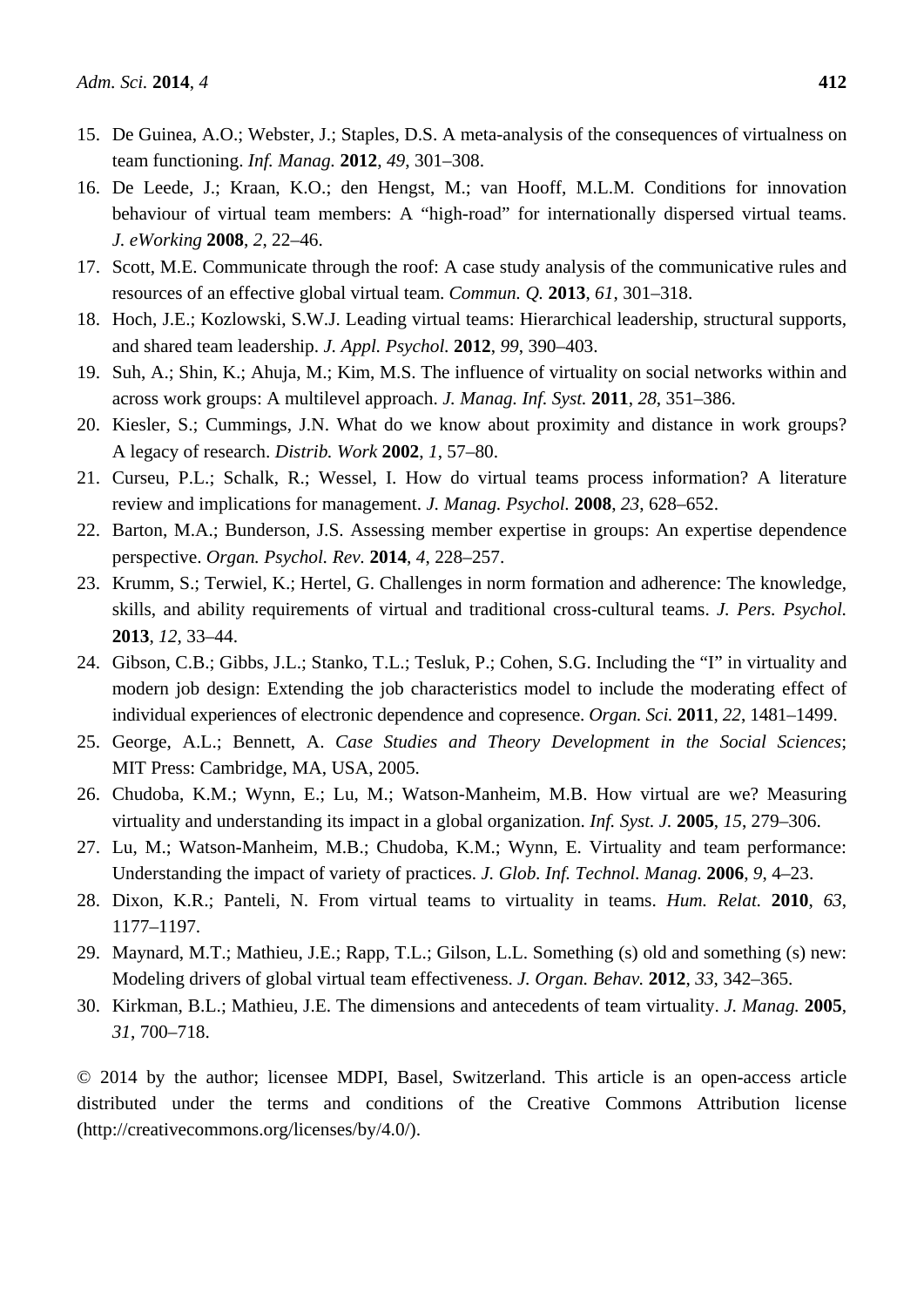15. De Guinea, A.O.; Webster, J.; Staples, D.S. A meta-analysis of the consequences of virtualness on team functioning. *Inf. Manag.* **2012**, *49*, 301–308.
16. De Leede, J.; Kraan, K.O.; den Hengst, M.; van Hooff, M.L.M. Conditions for innovation behaviour of virtual team members: A "high-road" for internationally dispersed virtual teams. *J. eWorking* **2008**, *2*, 22–46.
17. Scott, M.E. Communicate through the roof: A case study analysis of the communicative rules and resources of an effective global virtual team. *Commun. Q.* **2013**, *61*, 301–318.
18. Hoch, J.E.; Kozlowski, S.W.J. Leading virtual teams: Hierarchical leadership, structural supports, and shared team leadership. *J. Appl. Psychol.* **2012**, *99*, 390–403.
19. Suh, A.; Shin, K.; Ahuja, M.; Kim, M.S. The influence of virtuality on social networks within and across work groups: A multilevel approach. *J. Manag. Inf. Syst.* **2011**, *28*, 351–386.
20. Kiesler, S.; Cummings, J.N. What do we know about proximity and distance in work groups? A legacy of research. *Distrib. Work* **2002**, *1*, 57–80.
21. Curseu, P.L.; Schalk, R.; Wessel, I. How do virtual teams process information? A literature review and implications for management. *J. Manag. Psychol.* **2008**, *23*, 628–652.
22. Barton, M.A.; Bunderson, J.S. Assessing member expertise in groups: An expertise dependence perspective. *Organ. Psychol. Rev.* **2014**, *4*, 228–257.
23. Krumm, S.; Terwiel, K.; Hertel, G. Challenges in norm formation and adherence: The knowledge, skills, and ability requirements of virtual and traditional cross-cultural teams. *J. Pers. Psychol.* **2013**, *12*, 33–44.
24. Gibson, C.B.; Gibbs, J.L.; Stanko, T.L.; Tesluk, P.; Cohen, S.G. Including the "I" in virtuality and modern job design: Extending the job characteristics model to include the moderating effect of individual experiences of electronic dependence and copresence. *Organ. Sci.* **2011**, *22*, 1481–1499.
25. George, A.L.; Bennett, A. *Case Studies and Theory Development in the Social Sciences*; MIT Press: Cambridge, MA, USA, 2005.
26. Chudoba, K.M.; Wynn, E.; Lu, M.; Watson-Manheim, M.B. How virtual are we? Measuring virtuality and understanding its impact in a global organization. *Inf. Syst. J.* **2005**, *15*, 279–306.
27. Lu, M.; Watson-Manheim, M.B.; Chudoba, K.M.; Wynn, E. Virtuality and team performance: Understanding the impact of variety of practices. *J. Glob. Inf. Technol. Manag.* **2006**, *9*, 4–23.
28. Dixon, K.R.; Panteli, N. From virtual teams to virtuality in teams. *Hum. Relat.* **2010**, *63*, 1177–1197.
29. Maynard, M.T.; Mathieu, J.E.; Rapp, T.L.; Gilson, L.L. Something (s) old and something (s) new: Modeling drivers of global virtual team effectiveness. *J. Organ. Behav.* **2012**, *33*, 342–365.
30. Kirkman, B.L.; Mathieu, J.E. The dimensions and antecedents of team virtuality. *J. Manag.* **2005**, *31*, 700–718.

© 2014 by the author; licensee MDPI, Basel, Switzerland. This article is an open-access article distributed under the terms and conditions of the Creative Commons Attribution license (http://creativecommons.org/licenses/by/4.0/).